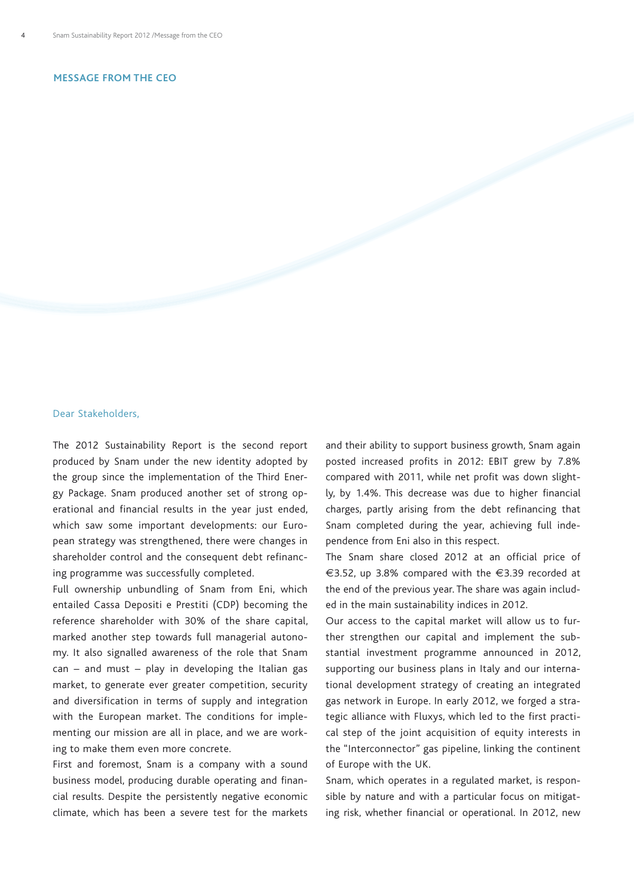## MESSAGE FROM THE CEO

Dear Stakeholders,

The 2012 Sustainability Report is the second report produced by Snam under the new identity adopted by the group since the implementation of the Third Energy Package. Snam produced another set of strong operational and financial results in the year just ended, which saw some important developments: our European strategy was strengthened, there were changes in shareholder control and the consequent debt refinancing programme was successfully completed.

Full ownership unbundling of Snam from Eni, which entailed Cassa Depositi e Prestiti (CDP) becoming the reference shareholder with 30% of the share capital, marked another step towards full managerial autonomy. It also signalled awareness of the role that Snam can – and must – play in developing the Italian gas market, to generate ever greater competition, security and diversification in terms of supply and integration with the European market. The conditions for implementing our mission are all in place, and we are working to make them even more concrete.

First and foremost, Snam is a company with a sound business model, producing durable operating and financial results. Despite the persistently negative economic climate, which has been a severe test for the markets and their ability to support business growth, Snam again posted increased profits in 2012: EBIT grew by 7.8% compared with 2011, while net profit was down slightly, by 1.4%. This decrease was due to higher financial charges, partly arising from the debt refinancing that Snam completed during the year, achieving full independence from Eni also in this respect.

The Snam share closed 2012 at an official price of €3.52, up 3.8% compared with the €3.39 recorded at the end of the previous year. The share was again included in the main sustainability indices in 2012.

Our access to the capital market will allow us to further strengthen our capital and implement the substantial investment programme announced in 2012, supporting our business plans in Italy and our international development strategy of creating an integrated gas network in Europe. In early 2012, we forged a strategic alliance with Fluxys, which led to the first practical step of the joint acquisition of equity interests in the "Interconnector" gas pipeline, linking the continent of Europe with the UK.

Snam, which operates in a regulated market, is responsible by nature and with a particular focus on mitigating risk, whether financial or operational. In 2012, new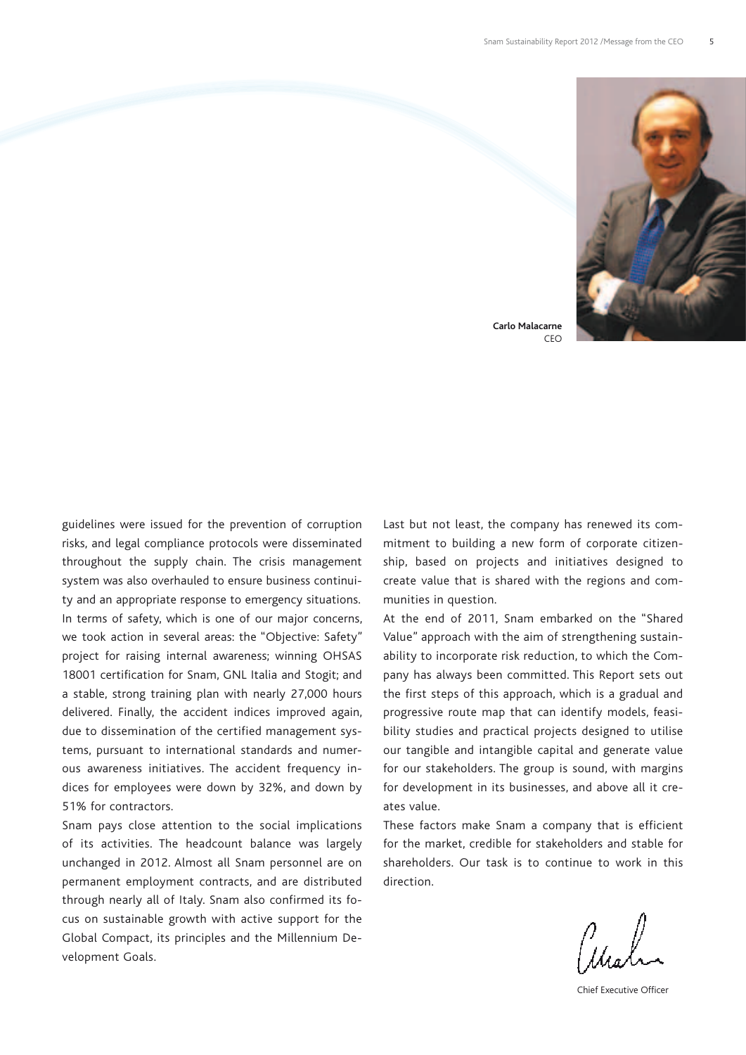Carlo Malacarne
CEO

guidelines were issued for the prevention of corruption risks, and legal compliance protocols were disseminated throughout the supply chain. The crisis management system was also overhauled to ensure business continuity and an appropriate response to emergency situations. In terms of safety, which is one of our major concerns, we took action in several areas: the "Objective: Safety" project for raising internal awareness; winning OHSAS 18001 certification for Snam, GNL Italia and Stogit; and a stable, strong training plan with nearly 27,000 hours delivered. Finally, the accident indices improved again, due to dissemination of the certified management systems, pursuant to international standards and numerous awareness initiatives. The accident frequency indices for employees were down by 32%, and down by 51% for contractors.

Snam pays close attention to the social implications of its activities. The headcount balance was largely unchanged in 2012. Almost all Snam personnel are on permanent employment contracts, and are distributed through nearly all of Italy. Snam also confirmed its focus on sustainable growth with active support for the Global Compact, its principles and the Millennium Development Goals.

Last but not least, the company has renewed its commitment to building a new form of corporate citizenship, based on projects and initiatives designed to create value that is shared with the regions and communities in question.

At the end of 2011, Snam embarked on the "Shared Value" approach with the aim of strengthening sustainability to incorporate risk reduction, to which the Company has always been committed. This Report sets out the first steps of this approach, which is a gradual and progressive route map that can identify models, feasibility studies and practical projects designed to utilise our tangible and intangible capital and generate value for our stakeholders. The group is sound, with margins for development in its businesses, and above all it creates value.

These factors make Snam a company that is efficient for the market, credible for stakeholders and stable for shareholders. Our task is to continue to work in this direction.

Chief Executive Officer